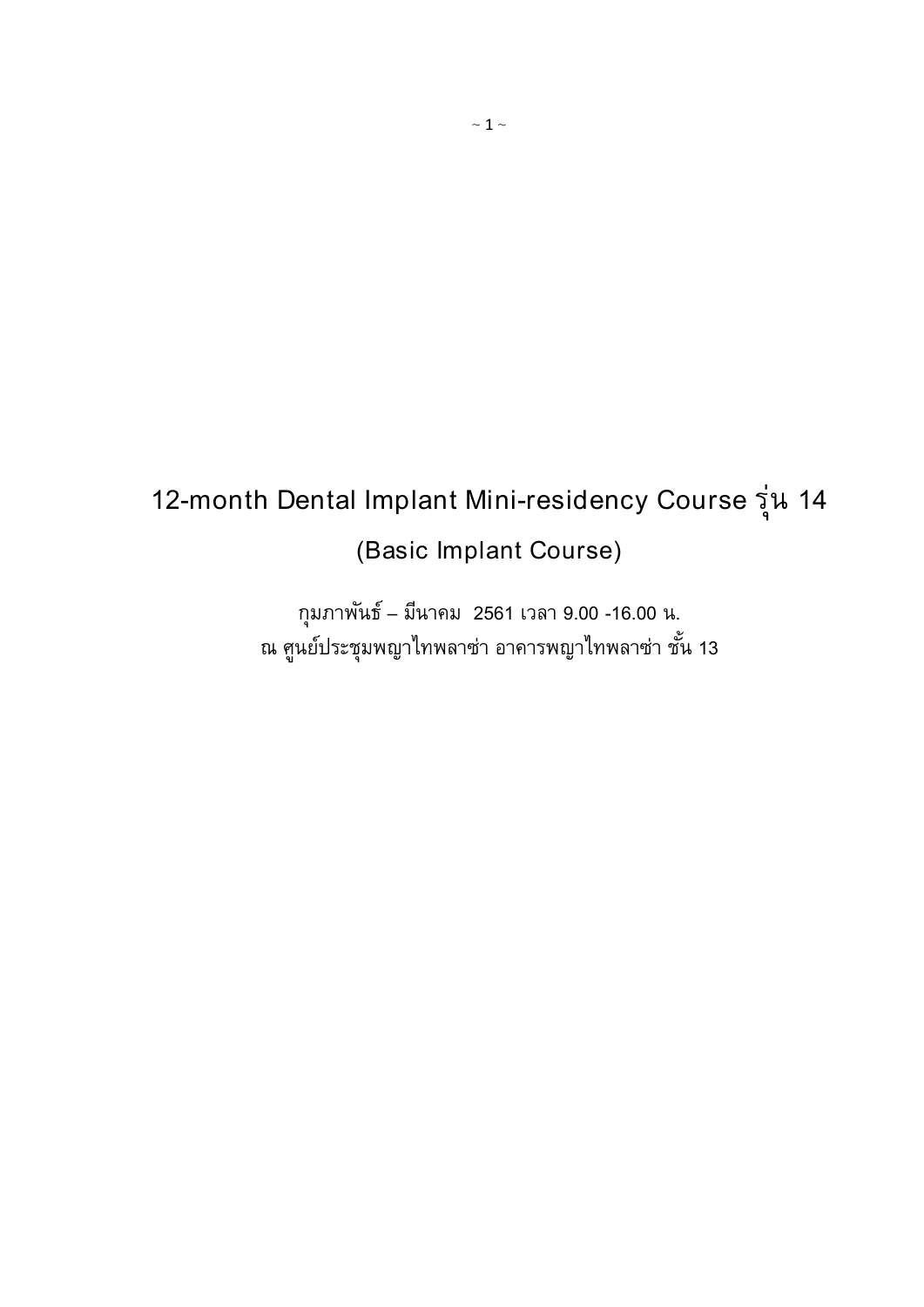# 12-month Dental Implant Mini-residency Course รุ่น 14

## (Basic Implant Course)

กุมภาพันธ์ – มีนาคม 2561 เวลา 9.00 -16.00 น.

ณ ศูนย์ประชุมพญาไทพลาซ่า อาคารพญาไทพลาซ่า ชั้น 13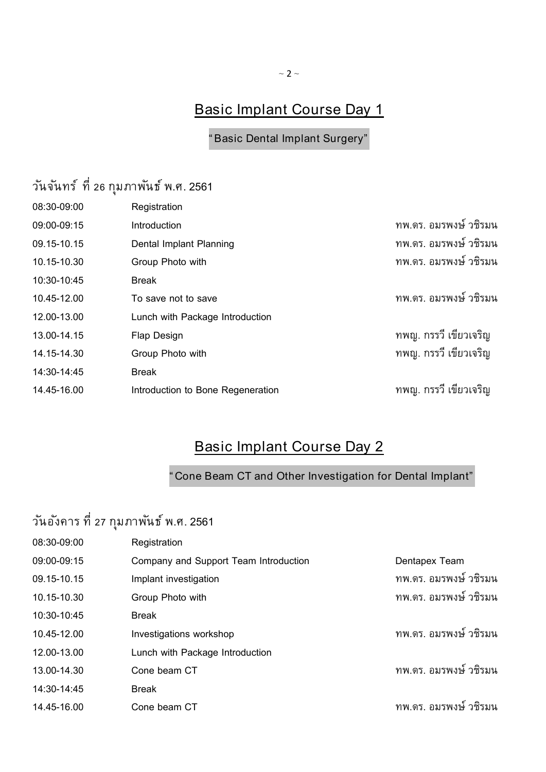## Basic Implant Course Day 1

"Basic Dental Implant Surgery"

### วันจันทร์ ที่ 26 กุมภาพันธ์ พ.ศ. 2561

| | | |
|---|---|---|
| 08:30-09:00 | Registration | |
| 09:00-09:15 | Introduction | ทพ.ดร. อมรพงษ์ วชิรมน |
| 09.15-10.15 | Dental Implant Planning | ทพ.ดร. อมรพงษ์ วชิรมน |
| 10.15-10.30 | Group Photo with | ทพ.ดร. อมรพงษ์ วชิรมน |
| 10:30-10:45 | Break | |
| 10.45-12.00 | To save not to save | ทพ.ดร. อมรพงษ์ วชิรมน |
| 12.00-13.00 | Lunch with Package Introduction | |
| 13.00-14.15 | Flap Design | ทพญ. กรรวี เขียวเจริญ |
| 14.15-14.30 | Group Photo with | ทพญ. กรรวี เขียวเจริญ |
| 14:30-14:45 | Break | |
| 14.45-16.00 | Introduction to Bone Regeneration | ทพญ. กรรวี เขียวเจริญ |

## Basic Implant Course Day 2

"Cone Beam CT and Other Investigation for Dental Implant"

### วันอังคาร ที่ 27 กุมภาพันธ์ พ.ศ. 2561

| | | |
|---|---|---|
| 08:30-09:00 | Registration | |
| 09:00-09:15 | Company and Support Team Introduction | Dentapex Team |
| 09.15-10.15 | Implant investigation | ทพ.ดร. อมรพงษ์ วชิรมน |
| 10.15-10.30 | Group Photo with | ทพ.ดร. อมรพงษ์ วชิรมน |
| 10:30-10:45 | Break | |
| 10.45-12.00 | Investigations workshop | ทพ.ดร. อมรพงษ์ วชิรมน |
| 12.00-13.00 | Lunch with Package Introduction | |
| 13.00-14.30 | Cone beam CT | ทพ.ดร. อมรพงษ์ วชิรมน |
| 14:30-14:45 | Break | |
| 14.45-16.00 | Cone beam CT | ทพ.ดร. อมรพงษ์ วชิรมน |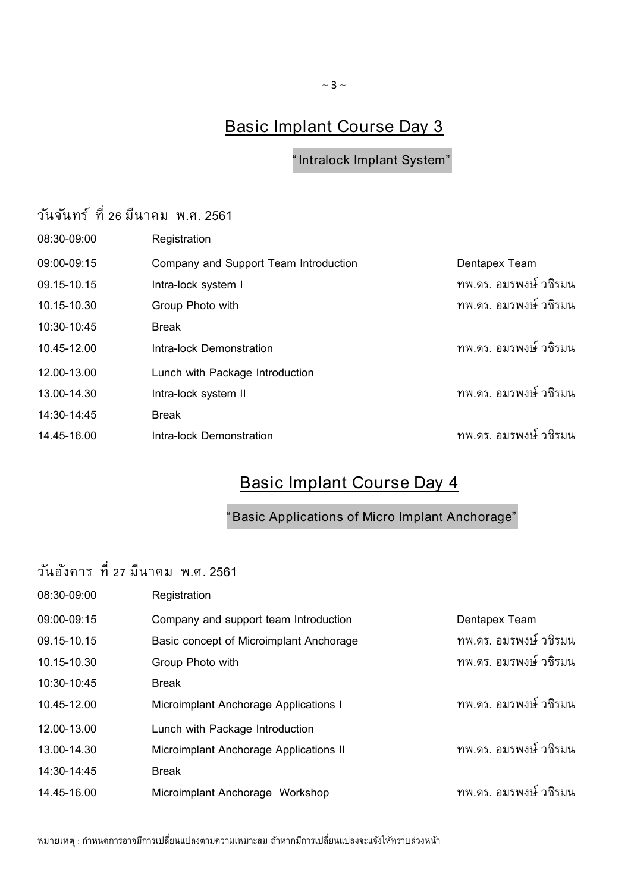## Basic Implant Course Day 3

"Intralock Implant System"

วันจันทร์ ที่ 26 มีนาคม พ.ศ. 2561

| | | |
|---|---|---|
| 08:30-09:00 | Registration | |
| 09:00-09:15 | Company and Support Team Introduction | Dentapex Team |
| 09.15-10.15 | Intra-lock system I | ทพ.ดร. อมรพงษ์ วชิรมน |
| 10.15-10.30 | Group Photo with | ทพ.ดร. อมรพงษ์ วชิรมน |
| 10:30-10:45 | Break | |
| 10.45-12.00 | Intra-lock Demonstration | ทพ.ดร. อมรพงษ์ วชิรมน |
| 12.00-13.00 | Lunch with Package Introduction | |
| 13.00-14.30 | Intra-lock system II | ทพ.ดร. อมรพงษ์ วชิรมน |
| 14:30-14:45 | Break | |
| 14.45-16.00 | Intra-lock Demonstration | ทพ.ดร. อมรพงษ์ วชิรมน |

## Basic Implant Course Day 4

"Basic Applications of Micro Implant Anchorage"

วันอังคาร ที่ 27 มีนาคม พ.ศ. 2561

| | | |
|---|---|---|
| 08:30-09:00 | Registration | |
| 09:00-09:15 | Company and support team Introduction | Dentapex Team |
| 09.15-10.15 | Basic concept of Microimplant Anchorage | ทพ.ดร. อมรพงษ์ วชิรมน |
| 10.15-10.30 | Group Photo with | ทพ.ดร. อมรพงษ์ วชิรมน |
| 10:30-10:45 | Break | |
| 10.45-12.00 | Microimplant Anchorage Applications I | ทพ.ดร. อมรพงษ์ วชิรมน |
| 12.00-13.00 | Lunch with Package Introduction | |
| 13.00-14.30 | Microimplant Anchorage Applications II | ทพ.ดร. อมรพงษ์ วชิรมน |
| 14:30-14:45 | Break | |
| 14.45-16.00 | Microimplant Anchorage Workshop | ทพ.ดร. อมรพงษ์ วชิรมน |

หมายเหตุ : กำหนดการอาจมีการเปลี่ยนแปลงตามความเหมาะสม ถ้าหากมีการเปลี่ยนแปลงจะแจ้งให้ทราบล่วงหน้า